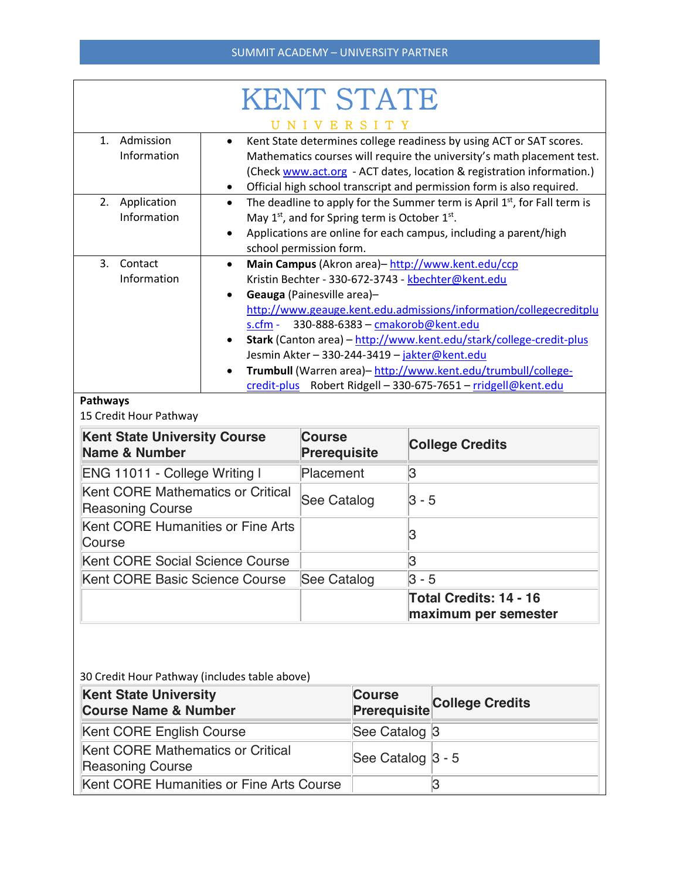SUMMIT ACADEMY – UNIVERSITY PARTNER

# KENT STATE UNIVERSITY

| | |
|---|---|
| 1. Admission Information | • Kent State determines college readiness by using ACT or SAT scores. Mathematics courses will require the university's math placement test. (Check www.act.org - ACT dates, location & registration information.)<br>• Official high school transcript and permission form is also required. |
| 2. Application Information | • The deadline to apply for the Summer term is April 1st, for Fall term is May 1st, and for Spring term is October 1st.<br>• Applications are online for each campus, including a parent/high school permission form. |
| 3. Contact Information | • **Main Campus** (Akron area)– http://www.kent.edu/ccp Kristin Bechter - 330-672-3743 - kbechter@kent.edu<br>• **Geauga** (Painesville area)– http://www.geauge.kent.edu.admissions/information/collegecreditplus.cfm - 330-888-6383 – cmakorob@kent.edu<br>• **Stark** (Canton area) – http://www.kent.edu/stark/college-credit-plus Jesmin Akter – 330-244-3419 – jakter@kent.edu<br>• **Trumbull** (Warren area)– http://www.kent.edu/trumbull/college-credit-plus Robert Ridgell – 330-675-7651 – rridgell@kent.edu |

**Pathways**

15 Credit Hour Pathway

| Kent State University Course Name & Number | Course Prerequisite | College Credits |
|---|---|---|
| ENG 11011 - College Writing I | Placement | 3 |
| Kent CORE Mathematics or Critical Reasoning Course | See Catalog | 3 - 5 |
| Kent CORE Humanities or Fine Arts Course | | 3 |
| Kent CORE Social Science Course | | 3 |
| Kent CORE Basic Science Course | See Catalog | 3 - 5 |
| | | **Total Credits: 14 - 16 maximum per semester** |

30 Credit Hour Pathway (includes table above)

| Kent State University Course Name & Number | Course Prerequisite | College Credits |
|---|---|---|
| Kent CORE English Course | See Catalog | 3 |
| Kent CORE Mathematics or Critical Reasoning Course | See Catalog | 3 - 5 |
| Kent CORE Humanities or Fine Arts Course | | 3 |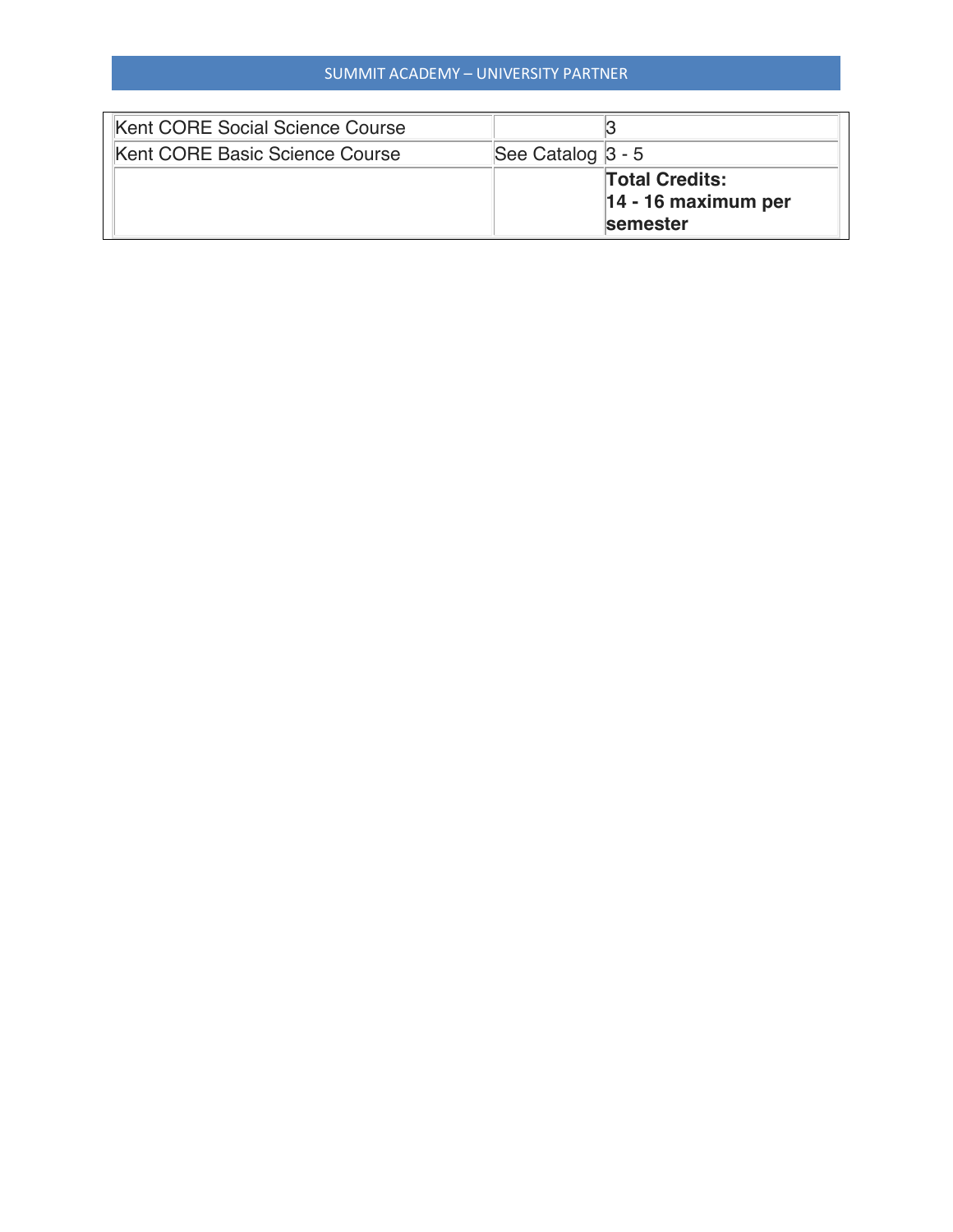| | | |
|---|---|---|
| Kent CORE Social Science Course | | 3 |
| Kent CORE Basic Science Course | See Catalog | 3 - 5 |
| | | **Total Credits: 14 - 16 maximum per semester** |